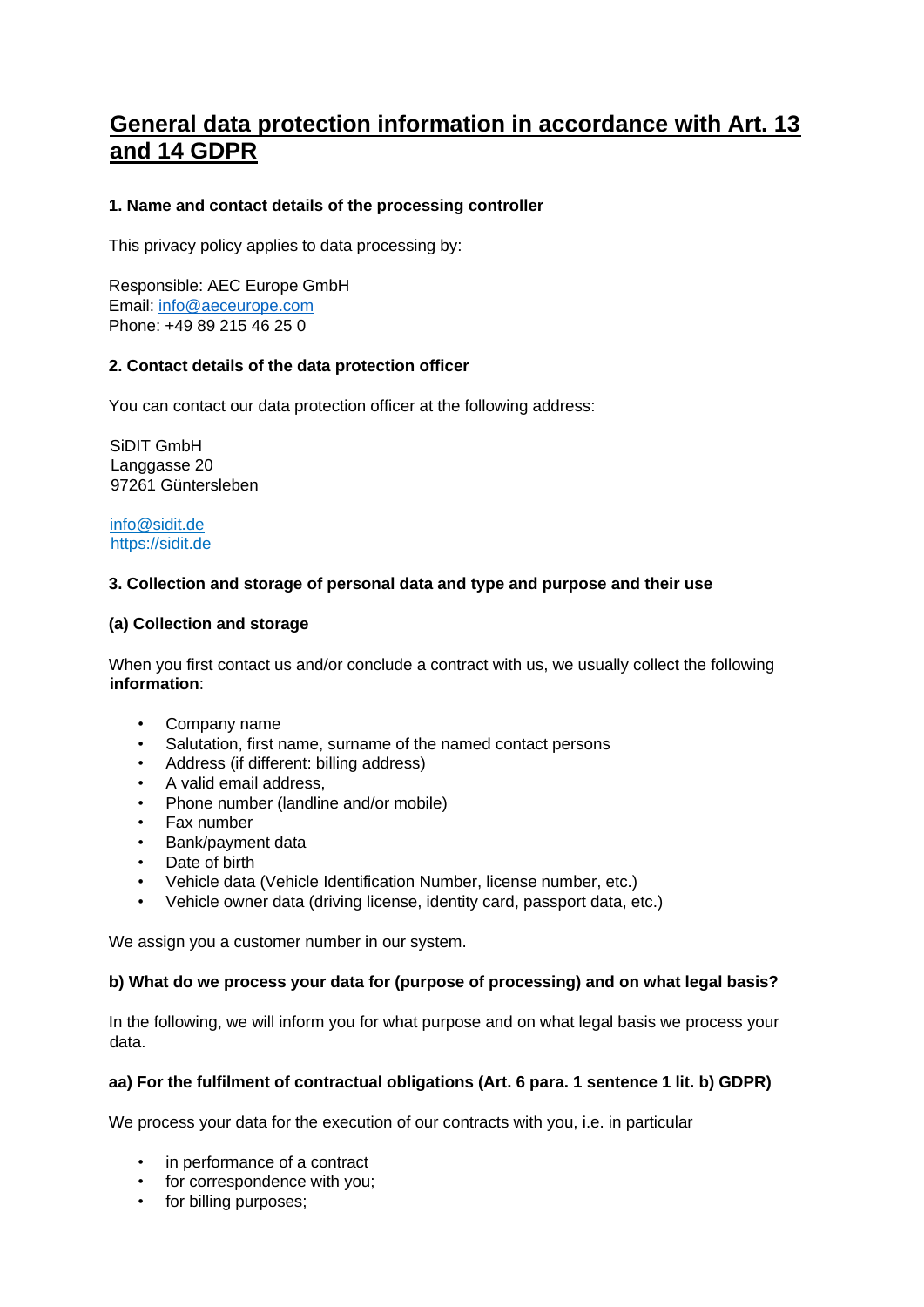# General data protection information in accordance with Art. 13 and 14 GDPR

### 1. Name and contact details of the processing controller

This privacy policy applies to data processing by:

Responsible: AEC Europe GmbH
Email: info@aeceurope.com
Phone: +49 89 215 46 25 0

### 2. Contact details of the data protection officer

You can contact our data protection officer at the following address:

SiDIT GmbH
Langgasse 20
97261 Güntersleben

info@sidit.de
https://sidit.de

### 3. Collection and storage of personal data and type and purpose and their use

#### (a) Collection and storage

When you first contact us and/or conclude a contract with us, we usually collect the following **information**:

- Company name
- Salutation, first name, surname of the named contact persons
- Address (if different: billing address)
- A valid email address,
- Phone number (landline and/or mobile)
- Fax number
- Bank/payment data
- Date of birth
- Vehicle data (Vehicle Identification Number, license number, etc.)
- Vehicle owner data (driving license, identity card, passport data, etc.)

We assign you a customer number in our system.

#### b) What do we process your data for (purpose of processing) and on what legal basis?

In the following, we will inform you for what purpose and on what legal basis we process your data.

#### aa) For the fulfilment of contractual obligations (Art. 6 para. 1 sentence 1 lit. b) GDPR)

We process your data for the execution of our contracts with you, i.e. in particular

- in performance of a contract
- for correspondence with you;
- for billing purposes;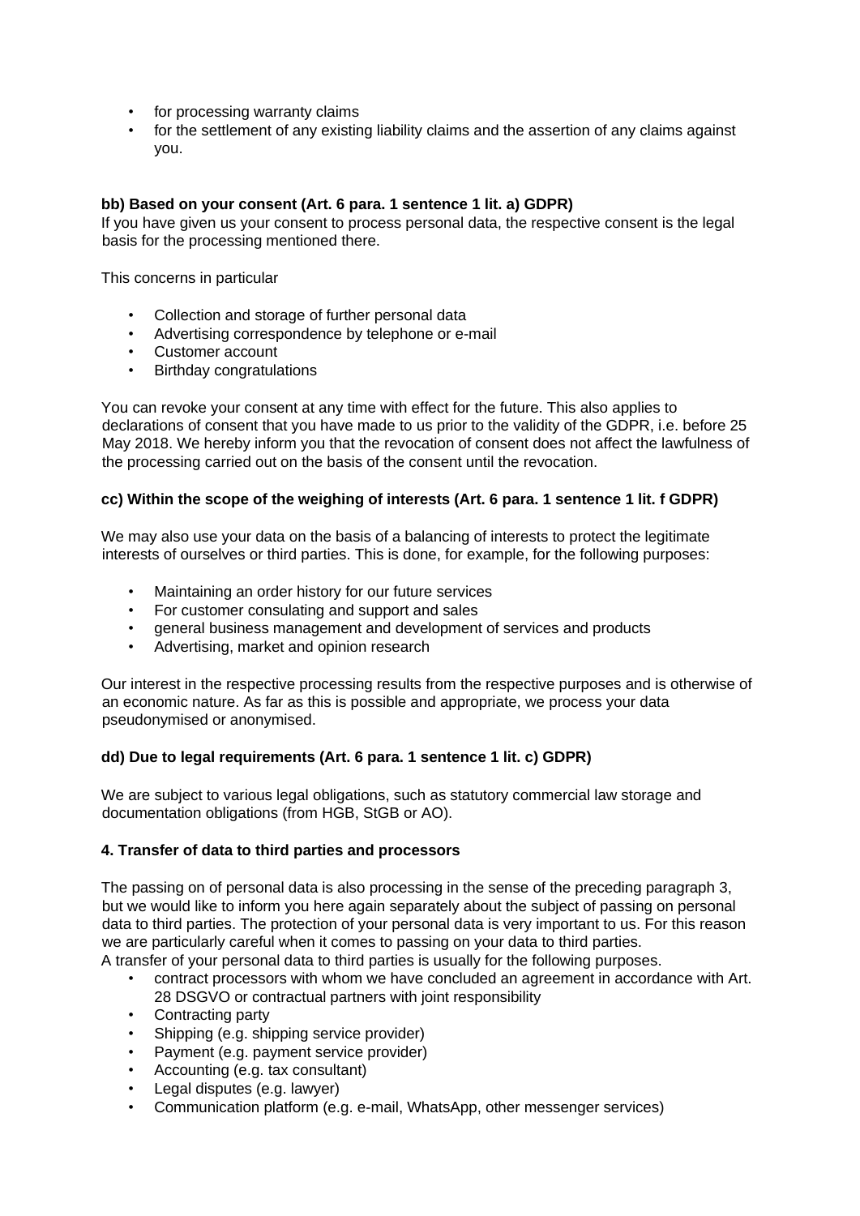- for processing warranty claims
- for the settlement of any existing liability claims and the assertion of any claims against you.

**bb) Based on your consent (Art. 6 para. 1 sentence 1 lit. a) GDPR)**

If you have given us your consent to process personal data, the respective consent is the legal basis for the processing mentioned there.

This concerns in particular

- Collection and storage of further personal data
- Advertising correspondence by telephone or e-mail
- Customer account
- Birthday congratulations

You can revoke your consent at any time with effect for the future. This also applies to declarations of consent that you have made to us prior to the validity of the GDPR, i.e. before 25 May 2018. We hereby inform you that the revocation of consent does not affect the lawfulness of the processing carried out on the basis of the consent until the revocation.

**cc) Within the scope of the weighing of interests (Art. 6 para. 1 sentence 1 lit. f GDPR)**

We may also use your data on the basis of a balancing of interests to protect the legitimate interests of ourselves or third parties. This is done, for example, for the following purposes:

- Maintaining an order history for our future services
- For customer consulating and support and sales
- general business management and development of services and products
- Advertising, market and opinion research

Our interest in the respective processing results from the respective purposes and is otherwise of an economic nature. As far as this is possible and appropriate, we process your data pseudonymised or anonymised.

**dd) Due to legal requirements (Art. 6 para. 1 sentence 1 lit. c) GDPR)**

We are subject to various legal obligations, such as statutory commercial law storage and documentation obligations (from HGB, StGB or AO).

**4. Transfer of data to third parties and processors**

The passing on of personal data is also processing in the sense of the preceding paragraph 3, but we would like to inform you here again separately about the subject of passing on personal data to third parties. The protection of your personal data is very important to us. For this reason we are particularly careful when it comes to passing on your data to third parties.
A transfer of your personal data to third parties is usually for the following purposes.

- contract processors with whom we have concluded an agreement in accordance with Art. 28 DSGVO or contractual partners with joint responsibility
- Contracting party
- Shipping (e.g. shipping service provider)
- Payment (e.g. payment service provider)
- Accounting (e.g. tax consultant)
- Legal disputes (e.g. lawyer)
- Communication platform (e.g. e-mail, WhatsApp, other messenger services)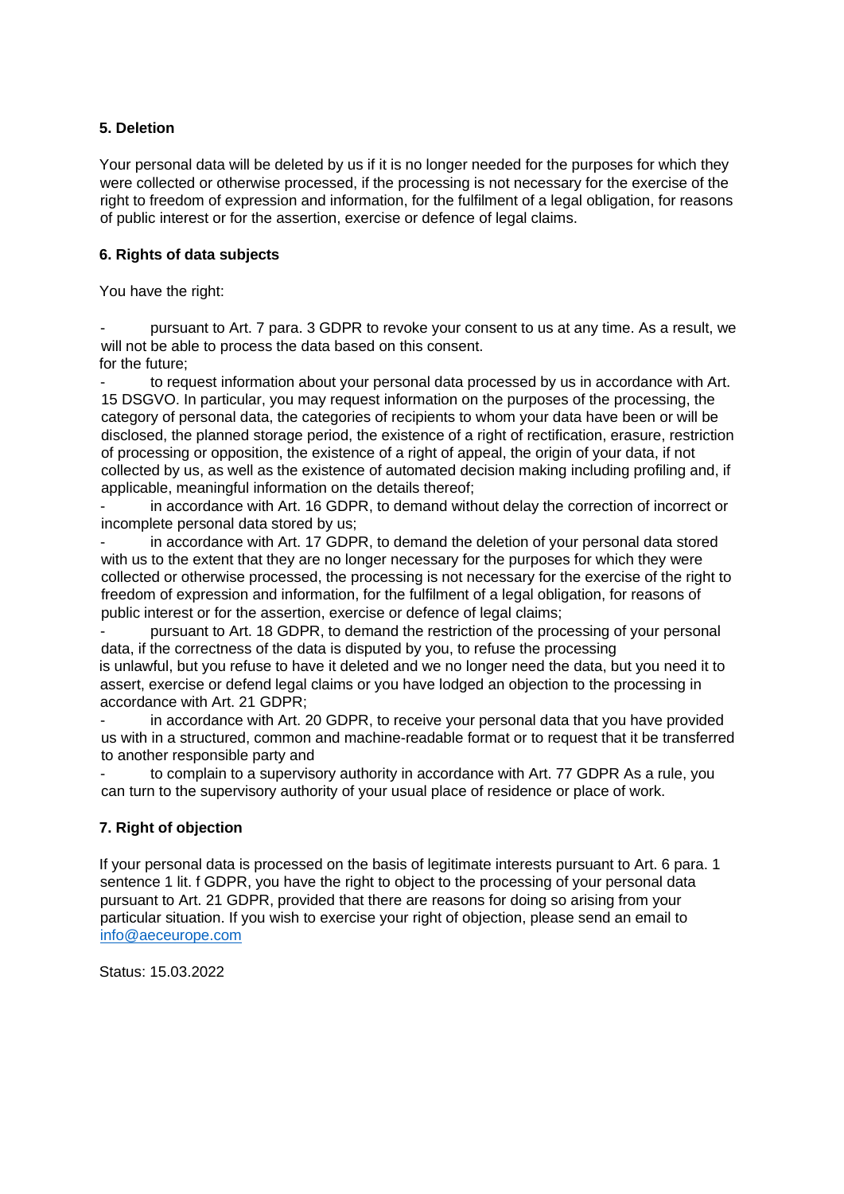**5. Deletion**

Your personal data will be deleted by us if it is no longer needed for the purposes for which they were collected or otherwise processed, if the processing is not necessary for the exercise of the right to freedom of expression and information, for the fulfilment of a legal obligation, for reasons of public interest or for the assertion, exercise or defence of legal claims.

**6. Rights of data subjects**

You have the right:

- pursuant to Art. 7 para. 3 GDPR to revoke your consent to us at any time. As a result, we will not be able to process the data based on this consent.
for the future;
- to request information about your personal data processed by us in accordance with Art. 15 DSGVO. In particular, you may request information on the purposes of the processing, the category of personal data, the categories of recipients to whom your data have been or will be disclosed, the planned storage period, the existence of a right of rectification, erasure, restriction of processing or opposition, the existence of a right of appeal, the origin of your data, if not collected by us, as well as the existence of automated decision making including profiling and, if applicable, meaningful information on the details thereof;
- in accordance with Art. 16 GDPR, to demand without delay the correction of incorrect or incomplete personal data stored by us;
- in accordance with Art. 17 GDPR, to demand the deletion of your personal data stored with us to the extent that they are no longer necessary for the purposes for which they were collected or otherwise processed, the processing is not necessary for the exercise of the right to freedom of expression and information, for the fulfilment of a legal obligation, for reasons of public interest or for the assertion, exercise or defence of legal claims;
- pursuant to Art. 18 GDPR, to demand the restriction of the processing of your personal data, if the correctness of the data is disputed by you, to refuse the processing
is unlawful, but you refuse to have it deleted and we no longer need the data, but you need it to assert, exercise or defend legal claims or you have lodged an objection to the processing in accordance with Art. 21 GDPR;
- in accordance with Art. 20 GDPR, to receive your personal data that you have provided us with in a structured, common and machine-readable format or to request that it be transferred to another responsible party and
- to complain to a supervisory authority in accordance with Art. 77 GDPR As a rule, you can turn to the supervisory authority of your usual place of residence or place of work.

**7. Right of objection**

If your personal data is processed on the basis of legitimate interests pursuant to Art. 6 para. 1 sentence 1 lit. f GDPR, you have the right to object to the processing of your personal data pursuant to Art. 21 GDPR, provided that there are reasons for doing so arising from your particular situation. If you wish to exercise your right of objection, please send an email to info@aeceurope.com

Status: 15.03.2022